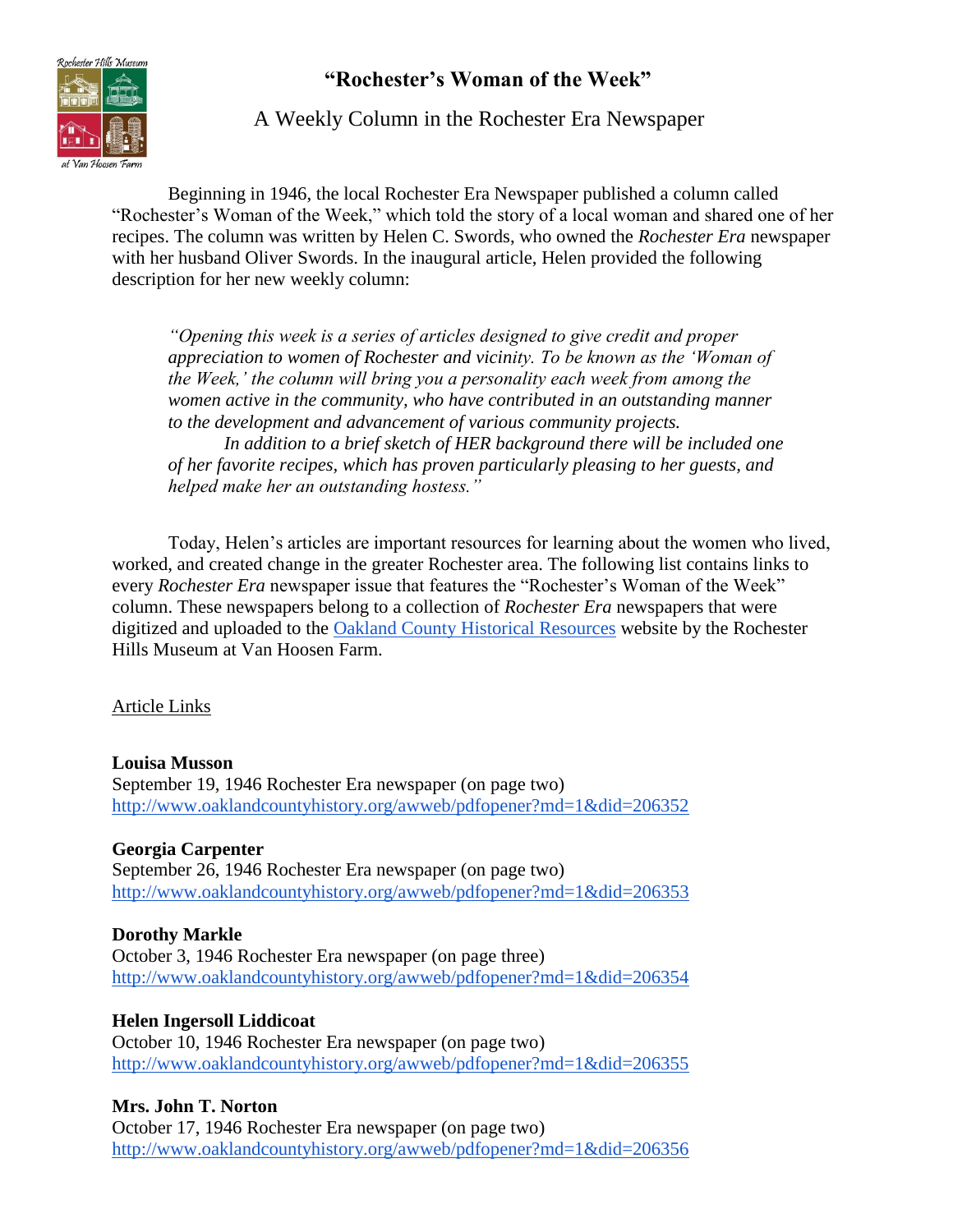# "Rochester's Woman of the Week"

## A Weekly Column in the Rochester Era Newspaper

Beginning in 1946, the local Rochester Era Newspaper published a column called "Rochester's Woman of the Week," which told the story of a local woman and shared one of her recipes. The column was written by Helen C. Swords, who owned the *Rochester Era* newspaper with her husband Oliver Swords. In the inaugural article, Helen provided the following description for her new weekly column:

> *"Opening this week is a series of articles designed to give credit and proper appreciation to women of Rochester and vicinity. To be known as the 'Woman of the Week,' the column will bring you a personality each week from among the women active in the community, who have contributed in an outstanding manner to the development and advancement of various community projects.*
>
> *In addition to a brief sketch of HER background there will be included one of her favorite recipes, which has proven particularly pleasing to her guests, and helped make her an outstanding hostess."*

Today, Helen's articles are important resources for learning about the women who lived, worked, and created change in the greater Rochester area. The following list contains links to every *Rochester Era* newspaper issue that features the "Rochester's Woman of the Week" column. These newspapers belong to a collection of *Rochester Era* newspapers that were digitized and uploaded to the Oakland County Historical Resources website by the Rochester Hills Museum at Van Hoosen Farm.

Article Links

**Louisa Musson**
September 19, 1946 Rochester Era newspaper (on page two)
http://www.oaklandcountyhistory.org/awweb/pdfopener?md=1&did=206352

**Georgia Carpenter**
September 26, 1946 Rochester Era newspaper (on page two)
http://www.oaklandcountyhistory.org/awweb/pdfopener?md=1&did=206353

**Dorothy Markle**
October 3, 1946 Rochester Era newspaper (on page three)
http://www.oaklandcountyhistory.org/awweb/pdfopener?md=1&did=206354

**Helen Ingersoll Liddicoat**
October 10, 1946 Rochester Era newspaper (on page two)
http://www.oaklandcountyhistory.org/awweb/pdfopener?md=1&did=206355

**Mrs. John T. Norton**
October 17, 1946 Rochester Era newspaper (on page two)
http://www.oaklandcountyhistory.org/awweb/pdfopener?md=1&did=206356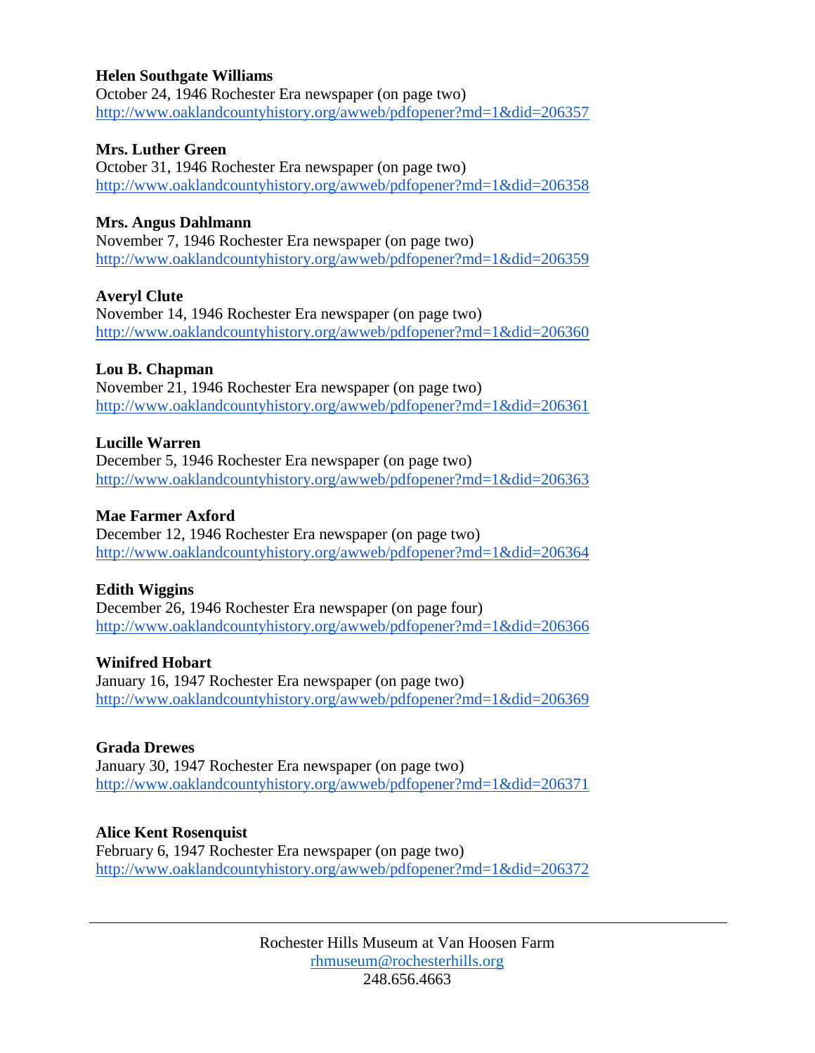**Helen Southgate Williams**
October 24, 1946 Rochester Era newspaper (on page two)
http://www.oaklandcountyhistory.org/awweb/pdfopener?md=1&did=206357

**Mrs. Luther Green**
October 31, 1946 Rochester Era newspaper (on page two)
http://www.oaklandcountyhistory.org/awweb/pdfopener?md=1&did=206358

**Mrs. Angus Dahlmann**
November 7, 1946 Rochester Era newspaper (on page two)
http://www.oaklandcountyhistory.org/awweb/pdfopener?md=1&did=206359

**Averyl Clute**
November 14, 1946 Rochester Era newspaper (on page two)
http://www.oaklandcountyhistory.org/awweb/pdfopener?md=1&did=206360

**Lou B. Chapman**
November 21, 1946 Rochester Era newspaper (on page two)
http://www.oaklandcountyhistory.org/awweb/pdfopener?md=1&did=206361

**Lucille Warren**
December 5, 1946 Rochester Era newspaper (on page two)
http://www.oaklandcountyhistory.org/awweb/pdfopener?md=1&did=206363

**Mae Farmer Axford**
December 12, 1946 Rochester Era newspaper (on page two)
http://www.oaklandcountyhistory.org/awweb/pdfopener?md=1&did=206364

**Edith Wiggins**
December 26, 1946 Rochester Era newspaper (on page four)
http://www.oaklandcountyhistory.org/awweb/pdfopener?md=1&did=206366

**Winifred Hobart**
January 16, 1947 Rochester Era newspaper (on page two)
http://www.oaklandcountyhistory.org/awweb/pdfopener?md=1&did=206369

**Grada Drewes**
January 30, 1947 Rochester Era newspaper (on page two)
http://www.oaklandcountyhistory.org/awweb/pdfopener?md=1&did=206371

**Alice Kent Rosenquist**
February 6, 1947 Rochester Era newspaper (on page two)
http://www.oaklandcountyhistory.org/awweb/pdfopener?md=1&did=206372

---

Rochester Hills Museum at Van Hoosen Farm
rhmuseum@rochesterhills.org
248.656.4663